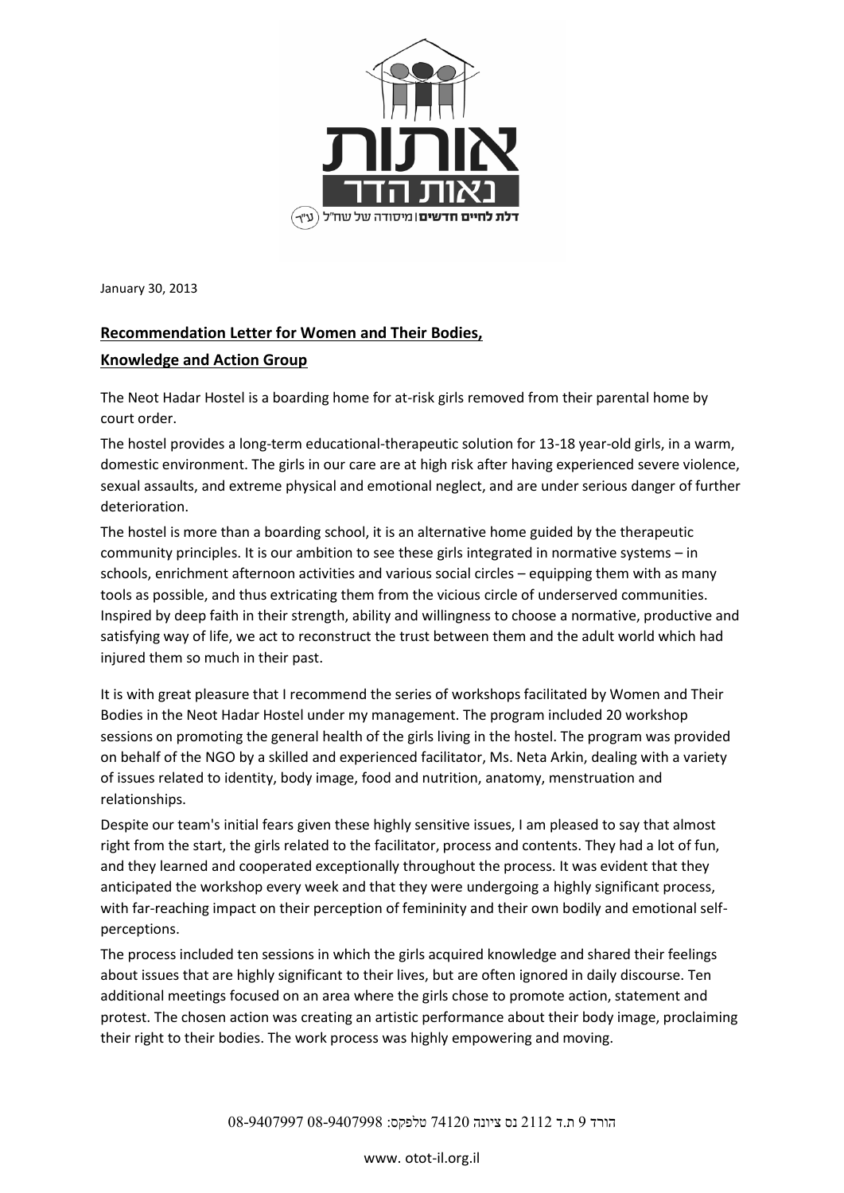אותות

נאות הדר

דלת לחיים חדשים | מיסודה של שח"ל (ע"ר)

January 30, 2013

**<u>Recommendation Letter for Women and Their Bodies,</u>**

**<u>Knowledge and Action Group</u>**

The Neot Hadar Hostel is a boarding home for at-risk girls removed from their parental home by court order.

The hostel provides a long-term educational-therapeutic solution for 13-18 year-old girls, in a warm, domestic environment. The girls in our care are at high risk after having experienced severe violence, sexual assaults, and extreme physical and emotional neglect, and are under serious danger of further deterioration.

The hostel is more than a boarding school, it is an alternative home guided by the therapeutic community principles. It is our ambition to see these girls integrated in normative systems – in schools, enrichment afternoon activities and various social circles – equipping them with as many tools as possible, and thus extricating them from the vicious circle of underserved communities. Inspired by deep faith in their strength, ability and willingness to choose a normative, productive and satisfying way of life, we act to reconstruct the trust between them and the adult world which had injured them so much in their past.

It is with great pleasure that I recommend the series of workshops facilitated by Women and Their Bodies in the Neot Hadar Hostel under my management. The program included 20 workshop sessions on promoting the general health of the girls living in the hostel. The program was provided on behalf of the NGO by a skilled and experienced facilitator, Ms. Neta Arkin, dealing with a variety of issues related to identity, body image, food and nutrition, anatomy, menstruation and relationships.

Despite our team's initial fears given these highly sensitive issues, I am pleased to say that almost right from the start, the girls related to the facilitator, process and contents. They had a lot of fun, and they learned and cooperated exceptionally throughout the process. It was evident that they anticipated the workshop every week and that they were undergoing a highly significant process, with far-reaching impact on their perception of femininity and their own bodily and emotional self-perceptions.

The process included ten sessions in which the girls acquired knowledge and shared their feelings about issues that are highly significant to their lives, but are often ignored in daily discourse. Ten additional meetings focused on an area where the girls chose to promote action, statement and protest. The chosen action was creating an artistic performance about their body image, proclaiming their right to their bodies. The work process was highly empowering and moving.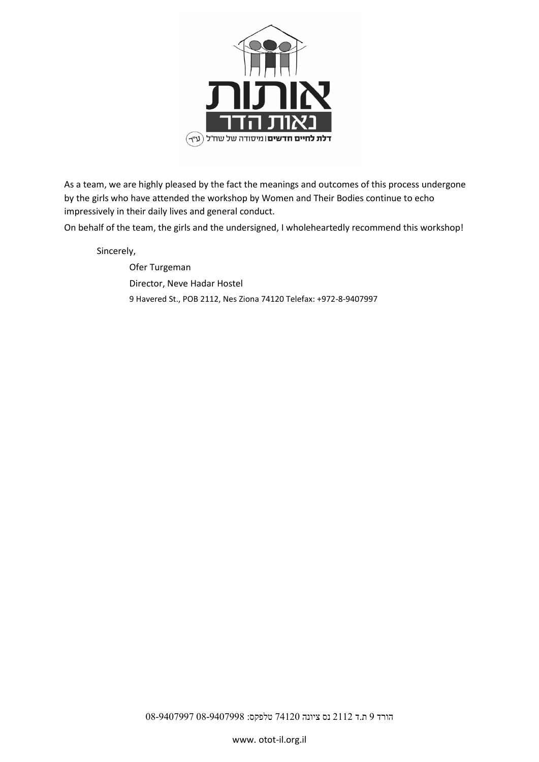אותות

נאות הדר

דלת לחיים חדשים | מיסודה של שח"ל (ע"ר)

As a team, we are highly pleased by the fact the meanings and outcomes of this process undergone by the girls who have attended the workshop by Women and Their Bodies continue to echo impressively in their daily lives and general conduct.

On behalf of the team, the girls and the undersigned, I wholeheartedly recommend this workshop!

Sincerely,

Ofer Turgeman

Director, Neve Hadar Hostel

9 Havered St., POB 2112, Nes Ziona 74120 Telefax: +972-8-9407997

הורד 9 ת.ד 2112 נס ציונה 74120 טלפקס: 08-9407998 08-9407997

www. otot-il.org.il